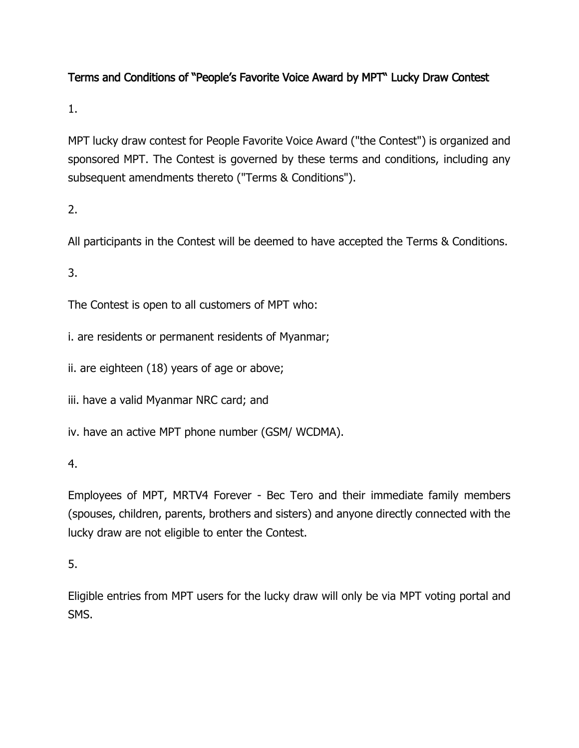# Terms and Conditions of "People's Favorite Voice Award by MPT" Lucky Draw Contest

1.

MPT lucky draw contest for People Favorite Voice Award ("the Contest") is organized and sponsored MPT. The Contest is governed by these terms and conditions, including any subsequent amendments thereto ("Terms & Conditions").

2.

All participants in the Contest will be deemed to have accepted the Terms & Conditions.

3.

The Contest is open to all customers of MPT who:

i. are residents or permanent residents of Myanmar;

ii. are eighteen (18) years of age or above;

iii. have a valid Myanmar NRC card; and

iv. have an active MPT phone number (GSM/ WCDMA).

4.

Employees of MPT, MRTV4 Forever - Bec Tero and their immediate family members (spouses, children, parents, brothers and sisters) and anyone directly connected with the lucky draw are not eligible to enter the Contest.

5.

Eligible entries from MPT users for the lucky draw will only be via MPT voting portal and SMS.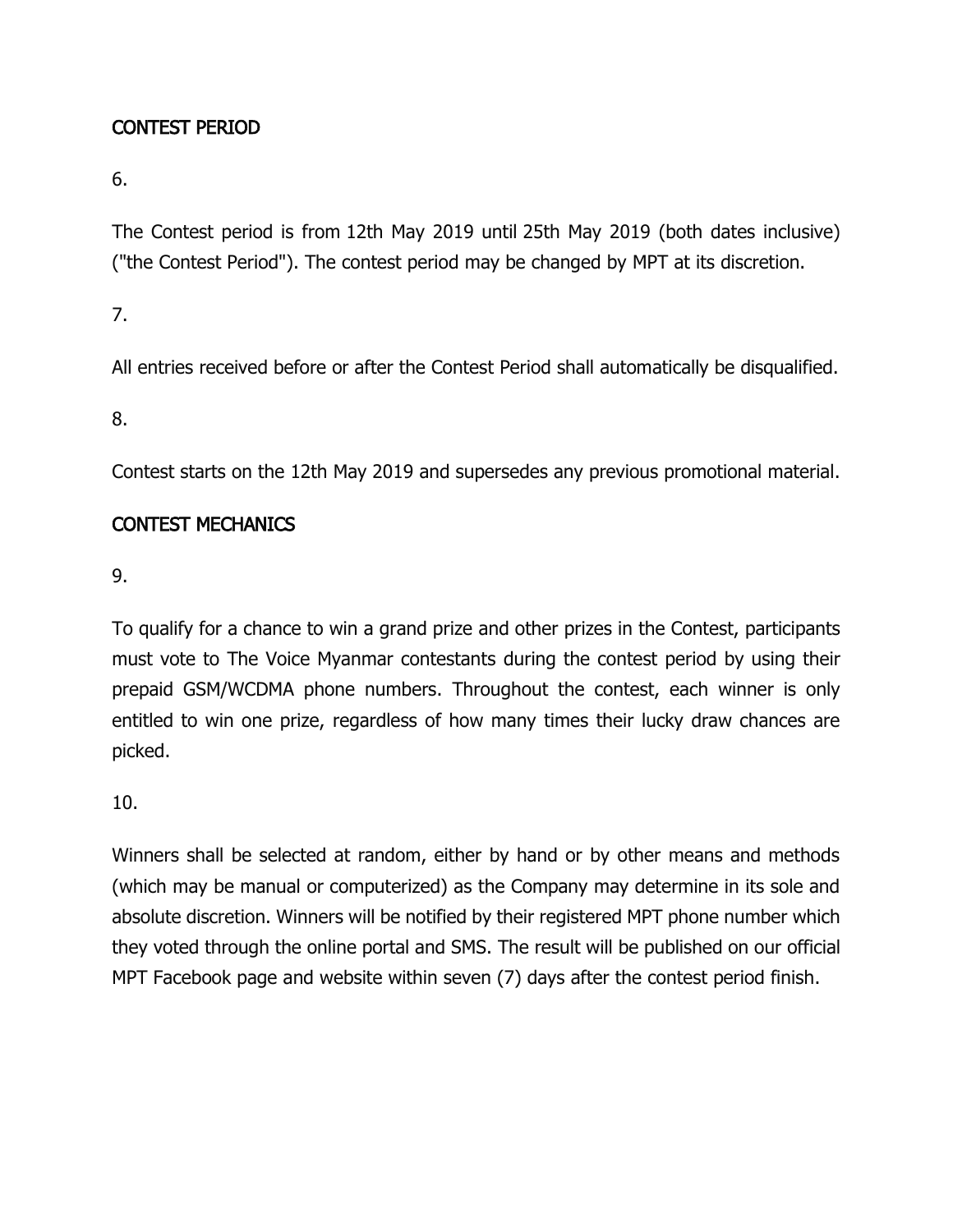## CONTEST PERIOD

6.

The Contest period is from 12th May 2019 until 25th May 2019 (both dates inclusive) ("the Contest Period"). The contest period may be changed by MPT at its discretion.

7.

All entries received before or after the Contest Period shall automatically be disqualified.

8.

Contest starts on the 12th May 2019 and supersedes any previous promotional material.

## CONTEST MECHANICS

9.

To qualify for a chance to win a grand prize and other prizes in the Contest, participants must vote to The Voice Myanmar contestants during the contest period by using their prepaid GSM/WCDMA phone numbers. Throughout the contest, each winner is only entitled to win one prize, regardless of how many times their lucky draw chances are picked.

10.

Winners shall be selected at random, either by hand or by other means and methods (which may be manual or computerized) as the Company may determine in its sole and absolute discretion. Winners will be notified by their registered MPT phone number which they voted through the online portal and SMS. The result will be published on our official MPT Facebook page and website within seven (7) days after the contest period finish.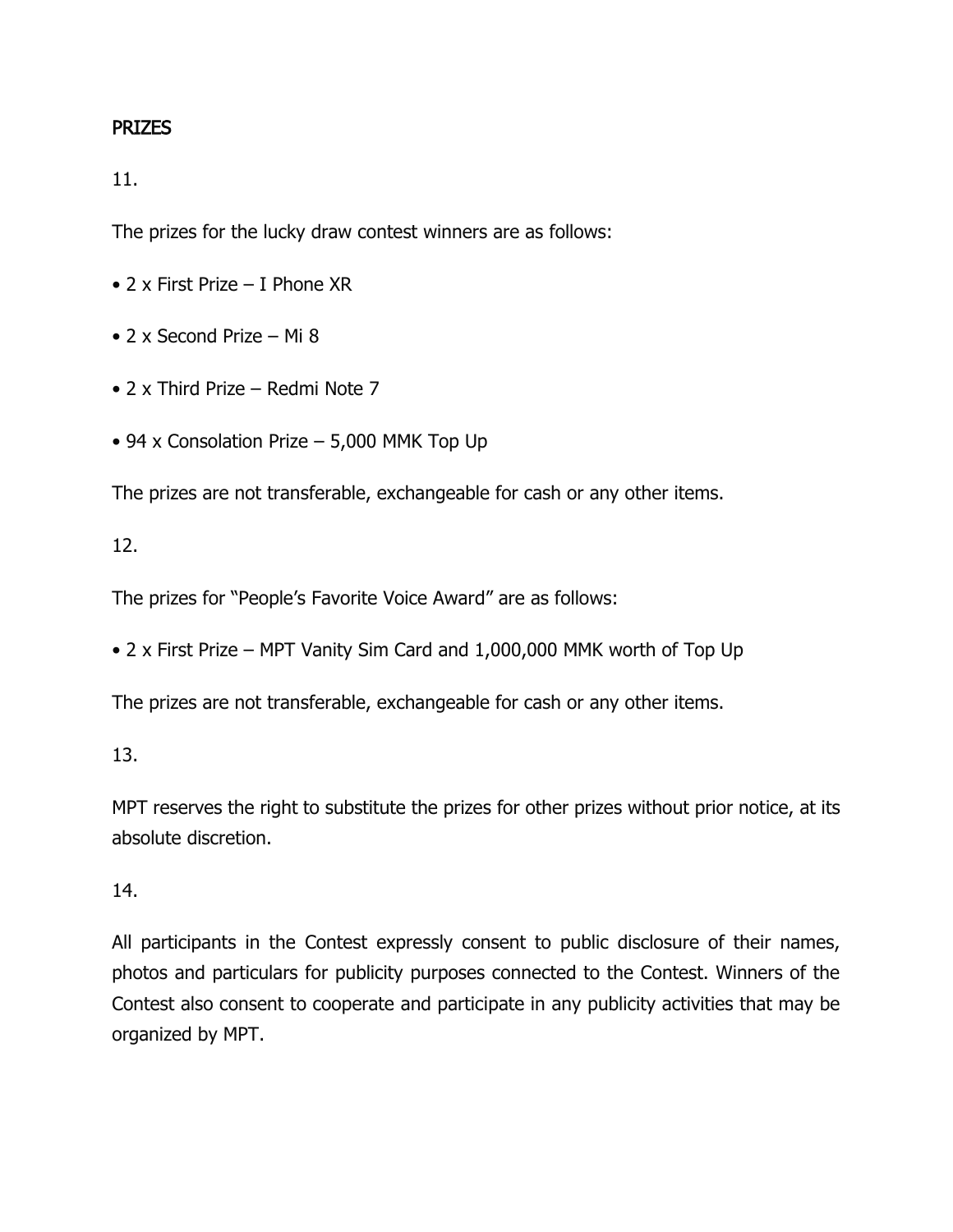## PRIZES

11.

The prizes for the lucky draw contest winners are as follows:

- 2 x First Prize – I Phone XR
- 2 x Second Prize – Mi 8
- 2 x Third Prize – Redmi Note 7
- 94 x Consolation Prize – 5,000 MMK Top Up

The prizes are not transferable, exchangeable for cash or any other items.

12.

The prizes for "People's Favorite Voice Award" are as follows:

- 2 x First Prize – MPT Vanity Sim Card and 1,000,000 MMK worth of Top Up

The prizes are not transferable, exchangeable for cash or any other items.

13.

MPT reserves the right to substitute the prizes for other prizes without prior notice, at its absolute discretion.

14.

All participants in the Contest expressly consent to public disclosure of their names, photos and particulars for publicity purposes connected to the Contest. Winners of the Contest also consent to cooperate and participate in any publicity activities that may be organized by MPT.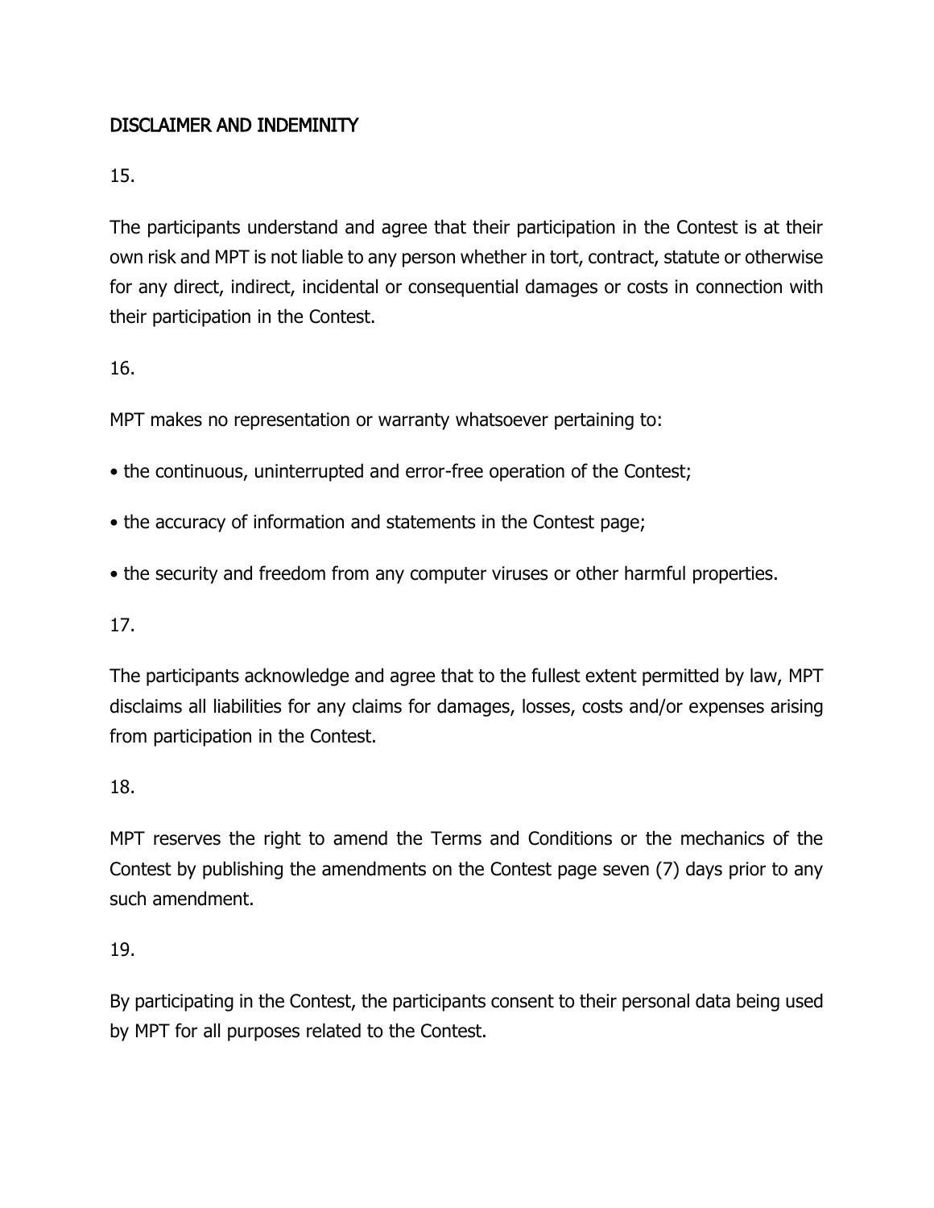## DISCLAIMER AND INDEMINITY

15.

The participants understand and agree that their participation in the Contest is at their own risk and MPT is not liable to any person whether in tort, contract, statute or otherwise for any direct, indirect, incidental or consequential damages or costs in connection with their participation in the Contest.

16.

MPT makes no representation or warranty whatsoever pertaining to:

- the continuous, uninterrupted and error-free operation of the Contest;
- the accuracy of information and statements in the Contest page;
- the security and freedom from any computer viruses or other harmful properties.

17.

The participants acknowledge and agree that to the fullest extent permitted by law, MPT disclaims all liabilities for any claims for damages, losses, costs and/or expenses arising from participation in the Contest.

18.

MPT reserves the right to amend the Terms and Conditions or the mechanics of the Contest by publishing the amendments on the Contest page seven (7) days prior to any such amendment.

19.

By participating in the Contest, the participants consent to their personal data being used by MPT for all purposes related to the Contest.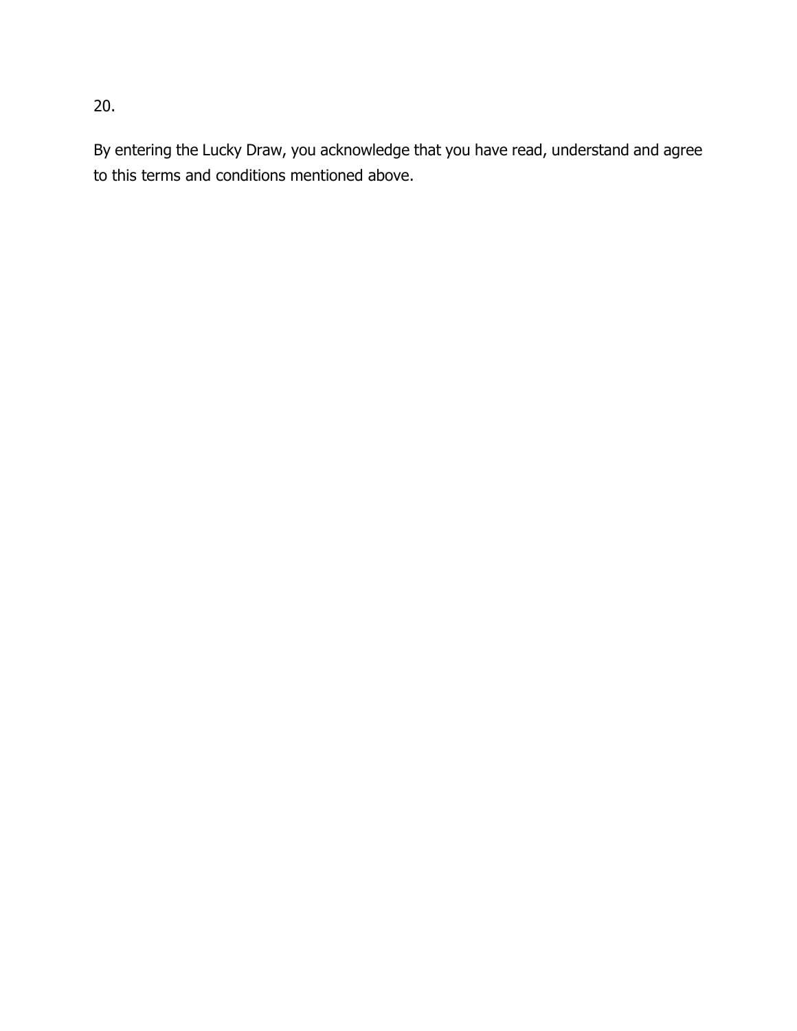20.

By entering the Lucky Draw, you acknowledge that you have read, understand and agree to this terms and conditions mentioned above.